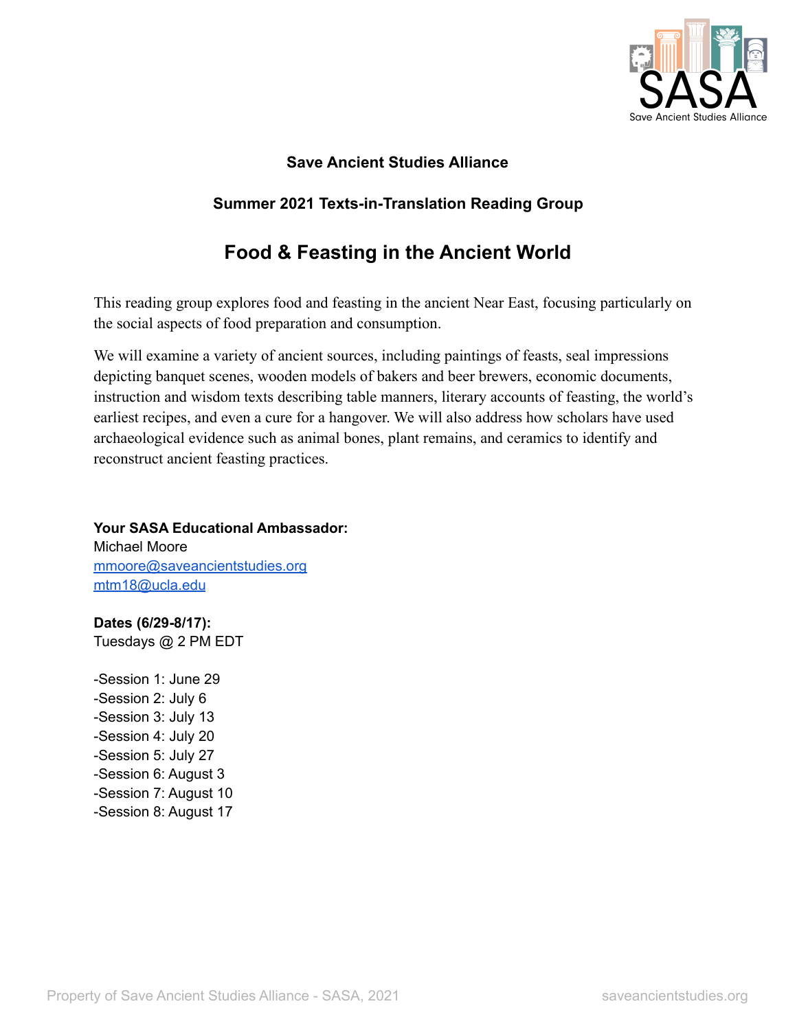**Save Ancient Studies Alliance**

**Summer 2021 Texts-in-Translation Reading Group**

# Food & Feasting in the Ancient World

This reading group explores food and feasting in the ancient Near East, focusing particularly on the social aspects of food preparation and consumption.

We will examine a variety of ancient sources, including paintings of feasts, seal impressions depicting banquet scenes, wooden models of bakers and beer brewers, economic documents, instruction and wisdom texts describing table manners, literary accounts of feasting, the world's earliest recipes, and even a cure for a hangover. We will also address how scholars have used archaeological evidence such as animal bones, plant remains, and ceramics to identify and reconstruct ancient feasting practices.

**Your SASA Educational Ambassador:**
Michael Moore
mmoore@saveancientstudies.org
mtm18@ucla.edu

**Dates (6/29-8/17):**
Tuesdays @ 2 PM EDT

-Session 1: June 29
-Session 2: July 6
-Session 3: July 13
-Session 4: July 20
-Session 5: July 27
-Session 6: August 3
-Session 7: August 10
-Session 8: August 17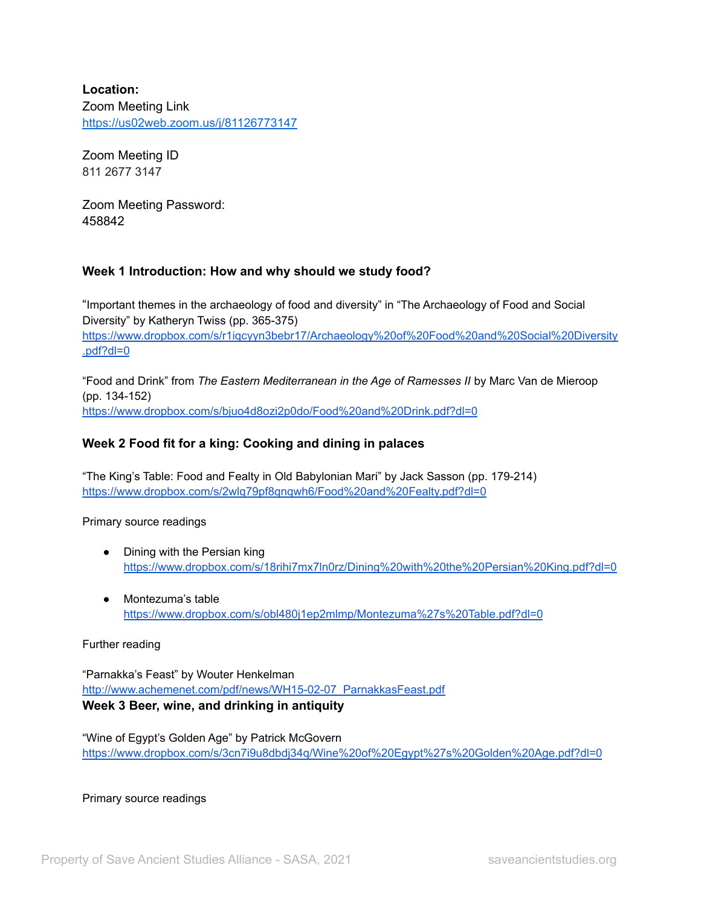**Location:**
Zoom Meeting Link
https://us02web.zoom.us/j/81126773147

Zoom Meeting ID
811 2677 3147

Zoom Meeting Password:
458842

### Week 1 Introduction: How and why should we study food?

"Important themes in the archaeology of food and diversity" in "The Archaeology of Food and Social Diversity" by Katheryn Twiss (pp. 365-375)
https://www.dropbox.com/s/r1iqcyyn3bebr17/Archaeology%20of%20Food%20and%20Social%20Diversity.pdf?dl=0

"Food and Drink" from *The Eastern Mediterranean in the Age of Ramesses II* by Marc Van de Mieroop (pp. 134-152)
https://www.dropbox.com/s/bjuo4d8ozi2p0do/Food%20and%20Drink.pdf?dl=0

### Week 2 Food fit for a king: Cooking and dining in palaces

"The King's Table: Food and Fealty in Old Babylonian Mari" by Jack Sasson (pp. 179-214)
https://www.dropbox.com/s/2wlq79pf8qnqwh6/Food%20and%20Fealty.pdf?dl=0

Primary source readings

- Dining with the Persian king
  https://www.dropbox.com/s/18rihi7mx7ln0rz/Dining%20with%20the%20Persian%20King.pdf?dl=0

- Montezuma's table
  https://www.dropbox.com/s/obl480j1ep2mlmp/Montezuma%27s%20Table.pdf?dl=0

Further reading

"Parnakka's Feast" by Wouter Henkelman
http://www.achemenet.com/pdf/news/WH15-02-07_ParnakkasFeast.pdf

### Week 3 Beer, wine, and drinking in antiquity

"Wine of Egypt's Golden Age" by Patrick McGovern
https://www.dropbox.com/s/3cn7i9u8dbdj34q/Wine%20of%20Egypt%27s%20Golden%20Age.pdf?dl=0

Primary source readings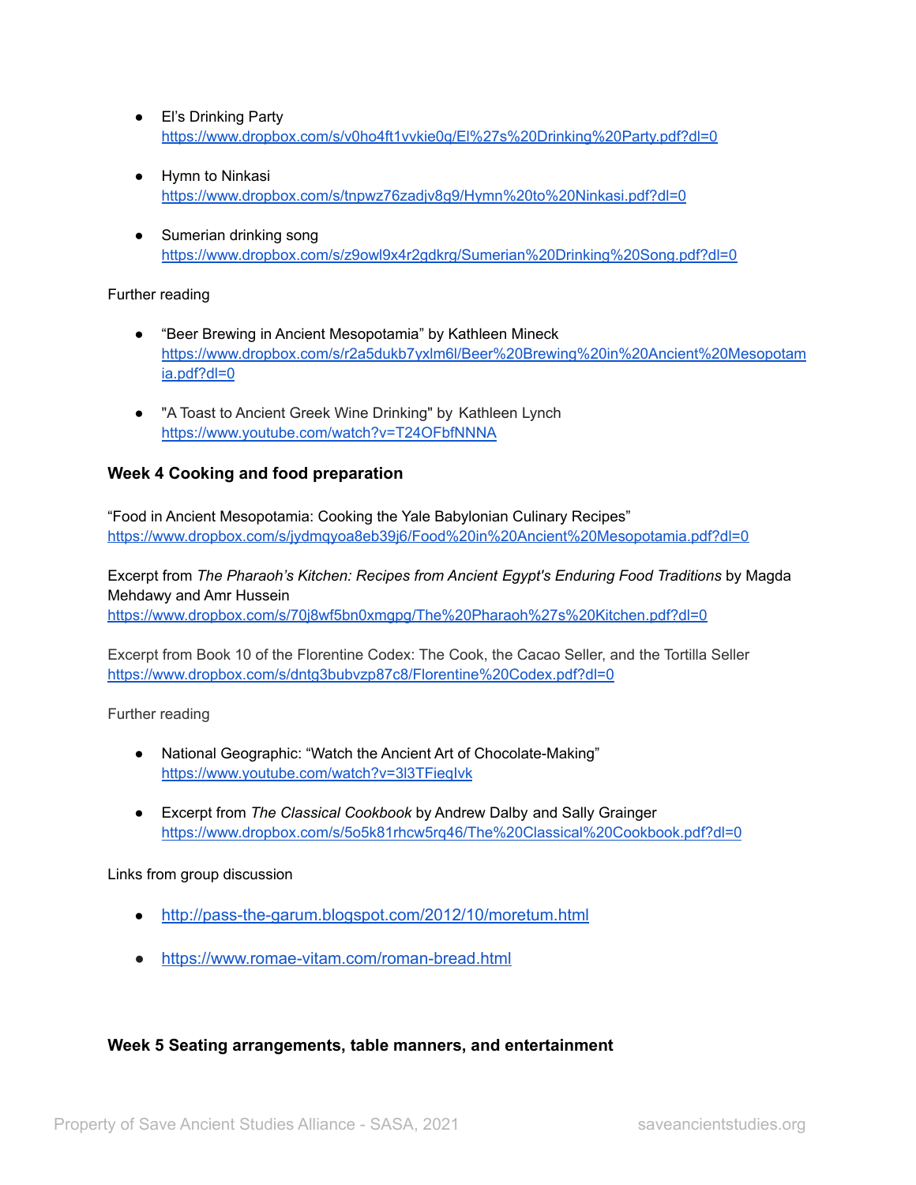- El's Drinking Party
  https://www.dropbox.com/s/v0ho4ft1vvkie0q/El%27s%20Drinking%20Party.pdf?dl=0

- Hymn to Ninkasi
  https://www.dropbox.com/s/tnpwz76zadjv8g9/Hymn%20to%20Ninkasi.pdf?dl=0

- Sumerian drinking song
  https://www.dropbox.com/s/z9owl9x4r2gdkrg/Sumerian%20Drinking%20Song.pdf?dl=0

Further reading

- "Beer Brewing in Ancient Mesopotamia" by Kathleen Mineck
  https://www.dropbox.com/s/r2a5dukb7yxlm6l/Beer%20Brewing%20in%20Ancient%20Mesopotamia.pdf?dl=0

- "A Toast to Ancient Greek Wine Drinking" by Kathleen Lynch
  https://www.youtube.com/watch?v=T24OFbfNNNA

### Week 4 Cooking and food preparation

"Food in Ancient Mesopotamia: Cooking the Yale Babylonian Culinary Recipes"
https://www.dropbox.com/s/jydmqyoa8eb39j6/Food%20in%20Ancient%20Mesopotamia.pdf?dl=0

Excerpt from *The Pharaoh's Kitchen: Recipes from Ancient Egypt's Enduring Food Traditions* by Magda Mehdawy and Amr Hussein
https://www.dropbox.com/s/70j8wf5bn0xmgpg/The%20Pharaoh%27s%20Kitchen.pdf?dl=0

Excerpt from Book 10 of the Florentine Codex: The Cook, the Cacao Seller, and the Tortilla Seller
https://www.dropbox.com/s/dntg3bubvzp87c8/Florentine%20Codex.pdf?dl=0

Further reading

- National Geographic: "Watch the Ancient Art of Chocolate-Making"
  https://www.youtube.com/watch?v=3l3TFieqIvk

- Excerpt from *The Classical Cookbook* by Andrew Dalby and Sally Grainger
  https://www.dropbox.com/s/5o5k81rhcw5rq46/The%20Classical%20Cookbook.pdf?dl=0

Links from group discussion

- http://pass-the-garum.blogspot.com/2012/10/moretum.html

- https://www.romae-vitam.com/roman-bread.html

### Week 5 Seating arrangements, table manners, and entertainment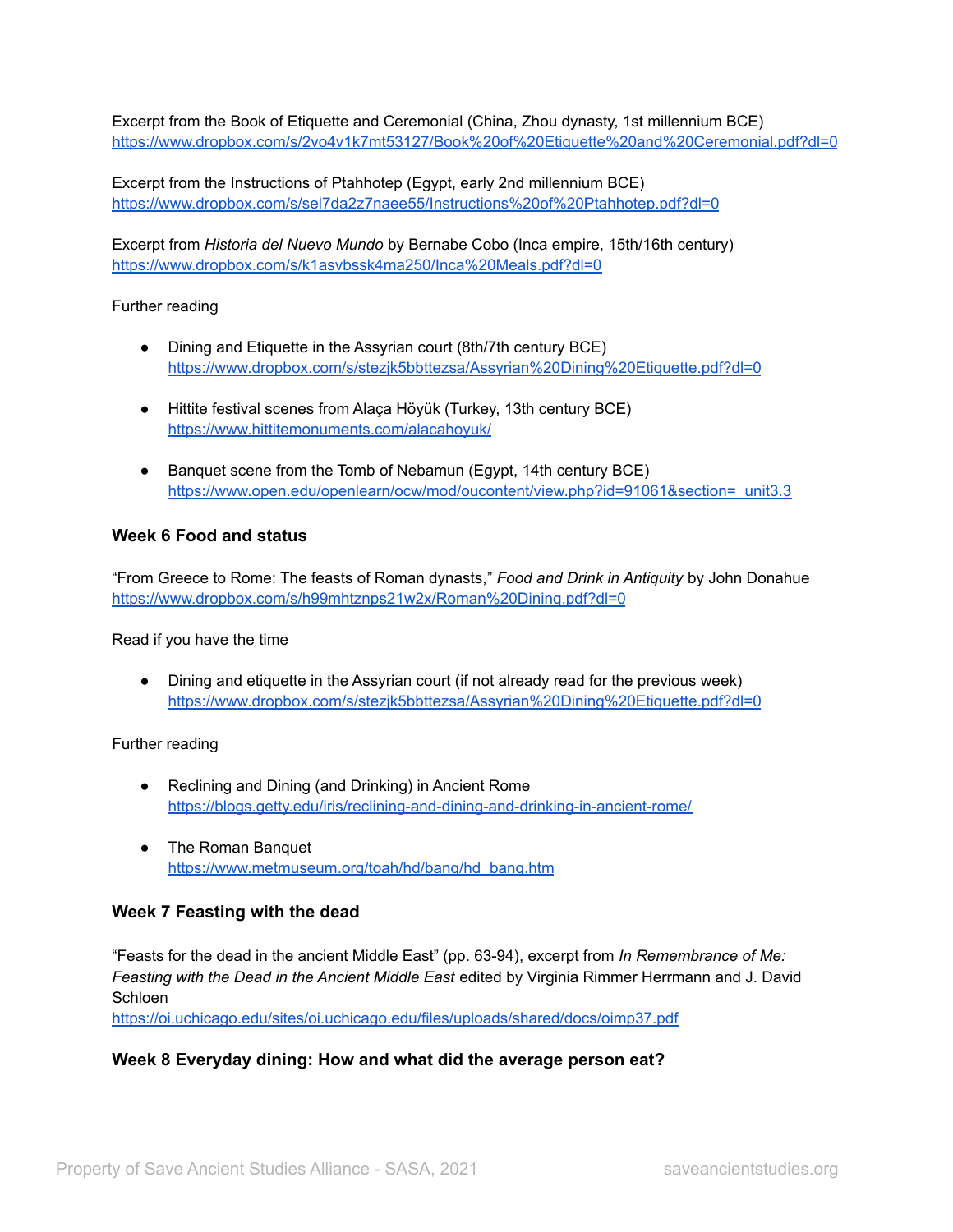Excerpt from the Book of Etiquette and Ceremonial (China, Zhou dynasty, 1st millennium BCE)
https://www.dropbox.com/s/2vo4v1k7mt53127/Book%20of%20Etiquette%20and%20Ceremonial.pdf?dl=0

Excerpt from the Instructions of Ptahhotep (Egypt, early 2nd millennium BCE)
https://www.dropbox.com/s/sel7da2z7naee55/Instructions%20of%20Ptahhotep.pdf?dl=0

Excerpt from *Historia del Nuevo Mundo* by Bernabe Cobo (Inca empire, 15th/16th century)
https://www.dropbox.com/s/k1asvbssk4ma250/Inca%20Meals.pdf?dl=0

Further reading

- Dining and Etiquette in the Assyrian court (8th/7th century BCE)
  https://www.dropbox.com/s/stezjk5bbttezsa/Assyrian%20Dining%20Etiquette.pdf?dl=0
- Hittite festival scenes from Alaça Höyük (Turkey, 13th century BCE)
  https://www.hittitemonuments.com/alacahoyuk/
- Banquet scene from the Tomb of Nebamun (Egypt, 14th century BCE)
  https://www.open.edu/openlearn/ocw/mod/oucontent/view.php?id=91061&section=_unit3.3

### Week 6 Food and status

"From Greece to Rome: The feasts of Roman dynasts," *Food and Drink in Antiquity* by John Donahue
https://www.dropbox.com/s/h99mhtznps21w2x/Roman%20Dining.pdf?dl=0

Read if you have the time

- Dining and etiquette in the Assyrian court (if not already read for the previous week)
  https://www.dropbox.com/s/stezjk5bbttezsa/Assyrian%20Dining%20Etiquette.pdf?dl=0

Further reading

- Reclining and Dining (and Drinking) in Ancient Rome
  https://blogs.getty.edu/iris/reclining-and-dining-and-drinking-in-ancient-rome/
- The Roman Banquet
  https://www.metmuseum.org/toah/hd/banq/hd_banq.htm

### Week 7 Feasting with the dead

"Feasts for the dead in the ancient Middle East" (pp. 63-94), excerpt from *In Remembrance of Me: Feasting with the Dead in the Ancient Middle East* edited by Virginia Rimmer Herrmann and J. David Schloen
https://oi.uchicago.edu/sites/oi.uchicago.edu/files/uploads/shared/docs/oimp37.pdf

### Week 8 Everyday dining: How and what did the average person eat?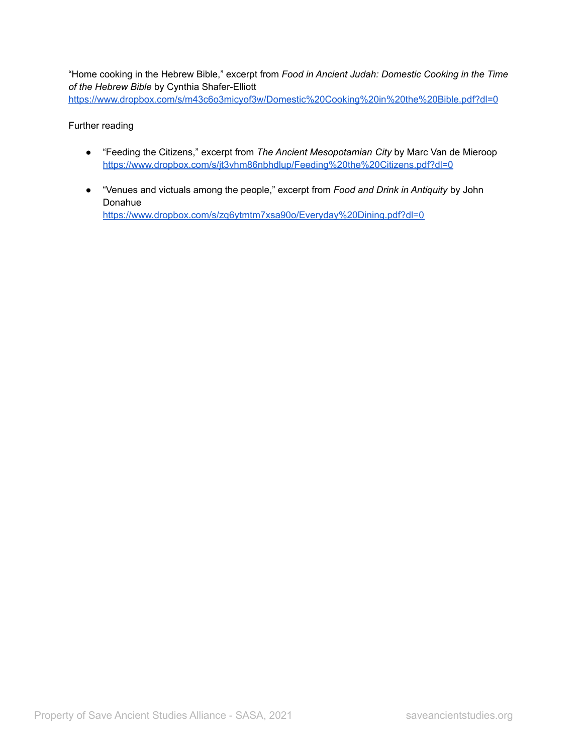"Home cooking in the Hebrew Bible," excerpt from *Food in Ancient Judah: Domestic Cooking in the Time of the Hebrew Bible* by Cynthia Shafer-Elliott
https://www.dropbox.com/s/m43c6o3micyof3w/Domestic%20Cooking%20in%20the%20Bible.pdf?dl=0

Further reading

- "Feeding the Citizens," excerpt from *The Ancient Mesopotamian City* by Marc Van de Mieroop
  https://www.dropbox.com/s/jt3vhm86nbhdlup/Feeding%20the%20Citizens.pdf?dl=0
- "Venues and victuals among the people," excerpt from *Food and Drink in Antiquity* by John Donahue
  https://www.dropbox.com/s/zq6ytmtm7xsa90o/Everyday%20Dining.pdf?dl=0